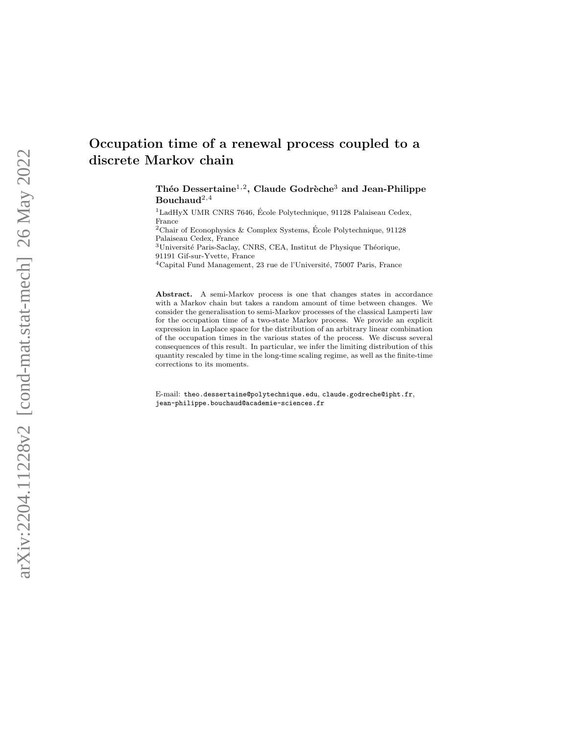# Occupation time of a renewal process coupled to a discrete Markov chain

**Théo Dessertaine[1,2], Claude Godrèche[3] and Jean-Philippe Bouchaud[2,4]**

[1]LadHyX UMR CNRS 7646, École Polytechnique, 91128 Palaiseau Cedex, France

[2]Chair of Econophysics & Complex Systems, École Polytechnique, 91128 Palaiseau Cedex, France

[3]Université Paris-Saclay, CNRS, CEA, Institut de Physique Théorique, 91191 Gif-sur-Yvette, France

[4]Capital Fund Management, 23 rue de l'Université, 75007 Paris, France

**Abstract.** A semi-Markov process is one that changes states in accordance with a Markov chain but takes a random amount of time between changes. We consider the generalisation to semi-Markov processes of the classical Lamperti law for the occupation time of a two-state Markov process. We provide an explicit expression in Laplace space for the distribution of an arbitrary linear combination of the occupation times in the various states of the process. We discuss several consequences of this result. In particular, we infer the limiting distribution of this quantity rescaled by time in the long-time scaling regime, as well as the finite-time corrections to its moments.

E-mail: theo.dessertaine@polytechnique.edu, claude.godreche@ipht.fr, jean-philippe.bouchaud@academie-sciences.fr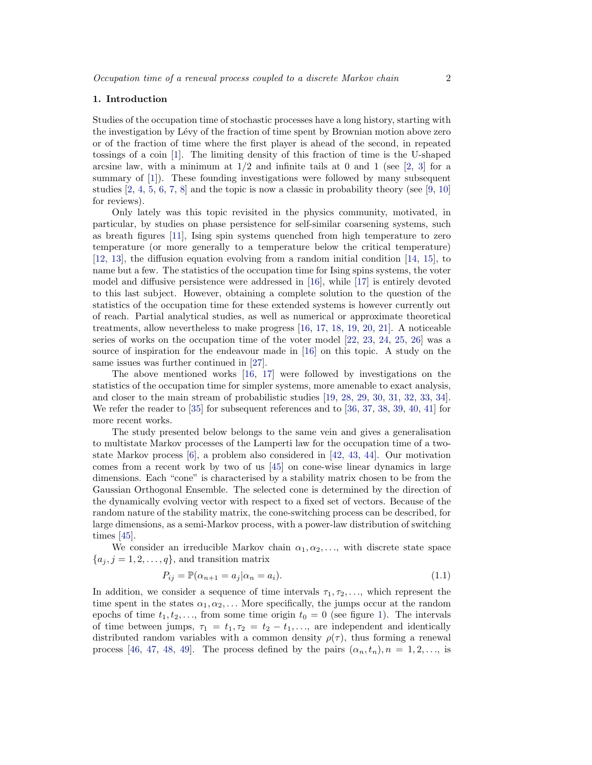## 1. Introduction

Studies of the occupation time of stochastic processes have a long history, starting with the investigation by Lévy of the fraction of time spent by Brownian motion above zero or of the fraction of time where the first player is ahead of the second, in repeated tossings of a coin [1]. The limiting density of this fraction of time is the U-shaped arcsine law, with a minimum at 1/2 and infinite tails at 0 and 1 (see [2, 3] for a summary of [1]). These founding investigations were followed by many subsequent studies [2, 4, 5, 6, 7, 8] and the topic is now a classic in probability theory (see [9, 10] for reviews).

Only lately was this topic revisited in the physics community, motivated, in particular, by studies on phase persistence for self-similar coarsening systems, such as breath figures [11], Ising spin systems quenched from high temperature to zero temperature (or more generally to a temperature below the critical temperature) [12, 13], the diffusion equation evolving from a random initial condition [14, 15], to name but a few. The statistics of the occupation time for Ising spins systems, the voter model and diffusive persistence were addressed in [16], while [17] is entirely devoted to this last subject. However, obtaining a complete solution to the question of the statistics of the occupation time for these extended systems is however currently out of reach. Partial analytical studies, as well as numerical or approximate theoretical treatments, allow nevertheless to make progress [16, 17, 18, 19, 20, 21]. A noticeable series of works on the occupation time of the voter model [22, 23, 24, 25, 26] was a source of inspiration for the endeavour made in [16] on this topic. A study on the same issues was further continued in [27].

The above mentioned works [16, 17] were followed by investigations on the statistics of the occupation time for simpler systems, more amenable to exact analysis, and closer to the main stream of probabilistic studies [19, 28, 29, 30, 31, 32, 33, 34]. We refer the reader to [35] for subsequent references and to [36, 37, 38, 39, 40, 41] for more recent works.

The study presented below belongs to the same vein and gives a generalisation to multistate Markov processes of the Lamperti law for the occupation time of a two-state Markov process [6], a problem also considered in [42, 43, 44]. Our motivation comes from a recent work by two of us [45] on cone-wise linear dynamics in large dimensions. Each "cone" is characterised by a stability matrix chosen to be from the Gaussian Orthogonal Ensemble. The selected cone is determined by the direction of the dynamically evolving vector with respect to a fixed set of vectors. Because of the random nature of the stability matrix, the cone-switching process can be described, for large dimensions, as a semi-Markov process, with a power-law distribution of switching times [45].

We consider an irreducible Markov chain $\alpha_1, \alpha_2, \ldots$, with discrete state space $\{a_j, j = 1, 2, \ldots, q\}$, and transition matrix

$$P_{ij} = \mathbb{P}(\alpha_{n+1} = a_j | \alpha_n = a_i). \tag{1.1}$$

In addition, we consider a sequence of time intervals $\tau_1, \tau_2, \ldots$, which represent the time spent in the states $\alpha_1, \alpha_2, \ldots$ More specifically, the jumps occur at the random epochs of time $t_1, t_2, \ldots$, from some time origin $t_0 = 0$ (see figure 1). The intervals of time between jumps, $\tau_1 = t_1, \tau_2 = t_2 - t_1, \ldots$, are independent and identically distributed random variables with a common density $\rho(\tau)$, thus forming a renewal process [46, 47, 48, 49]. The process defined by the pairs $(\alpha_n, t_n), n = 1, 2, \ldots$, is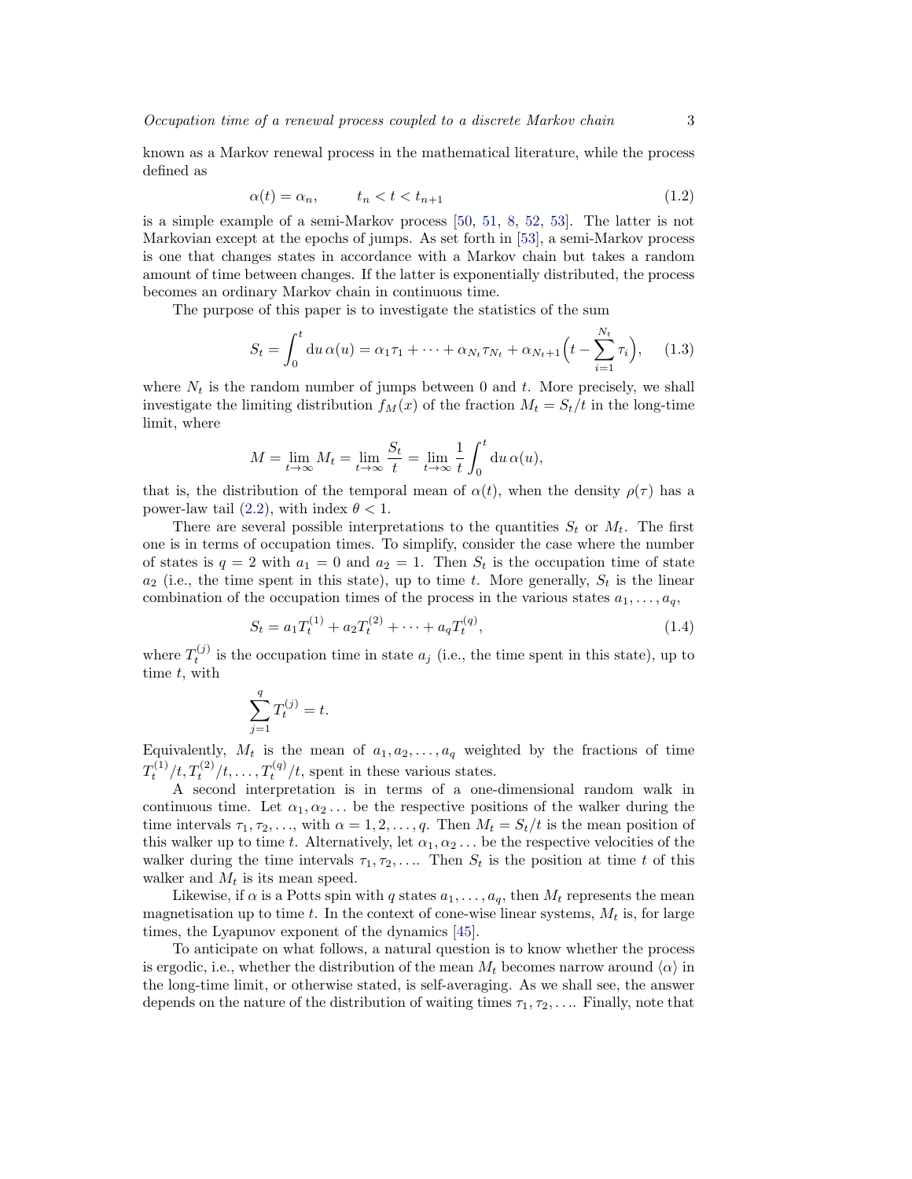known as a Markov renewal process in the mathematical literature, while the process defined as

$$\alpha(t) = \alpha_n, \qquad t_n < t < t_{n+1} \tag{1.2}$$

is a simple example of a semi-Markov process [50, 51, 8, 52, 53]. The latter is not Markovian except at the epochs of jumps. As set forth in [53], a semi-Markov process is one that changes states in accordance with a Markov chain but takes a random amount of time between changes. If the latter is exponentially distributed, the process becomes an ordinary Markov chain in continuous time.

The purpose of this paper is to investigate the statistics of the sum

$$S_t = \int_0^t \mathrm{d}u\, \alpha(u) = \alpha_1\tau_1 + \cdots + \alpha_{N_t}\tau_{N_t} + \alpha_{N_t+1}\Big(t - \sum_{i=1}^{N_t}\tau_i\Big), \tag{1.3}$$

where $N_t$ is the random number of jumps between 0 and $t$. More precisely, we shall investigate the limiting distribution $f_M(x)$ of the fraction $M_t = S_t/t$ in the long-time limit, where

$$M = \lim_{t\to\infty} M_t = \lim_{t\to\infty} \frac{S_t}{t} = \lim_{t\to\infty} \frac{1}{t}\int_0^t \mathrm{d}u\, \alpha(u),$$

that is, the distribution of the temporal mean of $\alpha(t)$, when the density $\rho(\tau)$ has a power-law tail (2.2), with index $\theta < 1$.

There are several possible interpretations to the quantities $S_t$ or $M_t$. The first one is in terms of occupation times. To simplify, consider the case where the number of states is $q = 2$ with $a_1 = 0$ and $a_2 = 1$. Then $S_t$ is the occupation time of state $a_2$ (i.e., the time spent in this state), up to time $t$. More generally, $S_t$ is the linear combination of the occupation times of the process in the various states $a_1, \ldots, a_q$,

$$S_t = a_1 T_t^{(1)} + a_2 T_t^{(2)} + \cdots + a_q T_t^{(q)}, \tag{1.4}$$

where $T_t^{(j)}$ is the occupation time in state $a_j$ (i.e., the time spent in this state), up to time $t$, with

$$\sum_{j=1}^{q} T_t^{(j)} = t.$$

Equivalently, $M_t$ is the mean of $a_1, a_2, \ldots, a_q$ weighted by the fractions of time $T_t^{(1)}/t, T_t^{(2)}/t, \ldots, T_t^{(q)}/t$, spent in these various states.

A second interpretation is in terms of a one-dimensional random walk in continuous time. Let $\alpha_1, \alpha_2 \ldots$ be the respective positions of the walker during the time intervals $\tau_1, \tau_2, \ldots$, with $\alpha = 1, 2, \ldots, q$. Then $M_t = S_t/t$ is the mean position of this walker up to time $t$. Alternatively, let $\alpha_1, \alpha_2 \ldots$ be the respective velocities of the walker during the time intervals $\tau_1, \tau_2, \ldots$. Then $S_t$ is the position at time $t$ of this walker and $M_t$ is its mean speed.

Likewise, if $\alpha$ is a Potts spin with $q$ states $a_1, \ldots, a_q$, then $M_t$ represents the mean magnetisation up to time $t$. In the context of cone-wise linear systems, $M_t$ is, for large times, the Lyapunov exponent of the dynamics [45].

To anticipate on what follows, a natural question is to know whether the process is ergodic, i.e., whether the distribution of the mean $M_t$ becomes narrow around $\langle\alpha\rangle$ in the long-time limit, or otherwise stated, is self-averaging. As we shall see, the answer depends on the nature of the distribution of waiting times $\tau_1, \tau_2, \ldots$. Finally, note that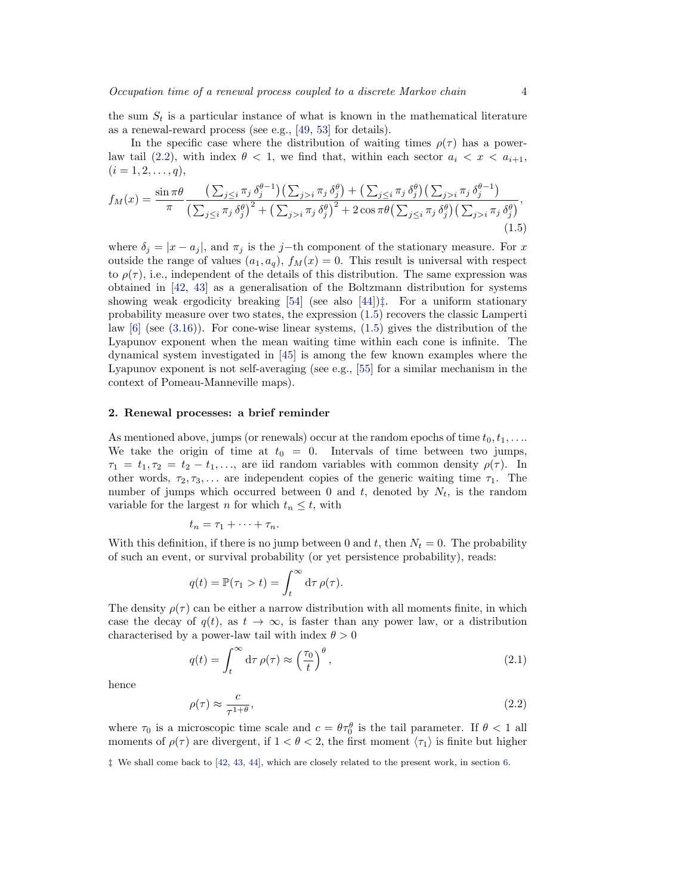the sum $S_t$ is a particular instance of what is known in the mathematical literature as a renewal-reward process (see e.g., [49, 53] for details).

In the specific case where the distribution of waiting times $\rho(\tau)$ has a power-law tail (2.2), with index $\theta < 1$, we find that, within each sector $a_i < x < a_{i+1}$, $(i = 1, 2, \ldots, q)$,

$$f_M(x) = \frac{\sin \pi\theta}{\pi} \frac{\big(\sum_{j\le i} \pi_j\, \delta_j^{\theta-1}\big)\big(\sum_{j>i} \pi_j\, \delta_j^{\theta}\big) + \big(\sum_{j\le i} \pi_j\, \delta_j^{\theta}\big)\big(\sum_{j>i} \pi_j\, \delta_j^{\theta-1}\big)}{\big(\sum_{j\le i} \pi_j\, \delta_j^{\theta}\big)^2 + \big(\sum_{j>i} \pi_j\, \delta_j^{\theta}\big)^2 + 2\cos \pi\theta \big(\sum_{j\le i} \pi_j\, \delta_j^{\theta}\big)\big(\sum_{j>i} \pi_j\, \delta_j^{\theta}\big)}, \tag{1.5}$$

where $\delta_j = |x - a_j|$, and $\pi_j$ is the $j$−th component of the stationary measure. For $x$ outside the range of values $(a_1, a_q)$, $f_M(x) = 0$. This result is universal with respect to $\rho(\tau)$, i.e., independent of the details of this distribution. The same expression was obtained in [42, 43] as a generalisation of the Boltzmann distribution for systems showing weak ergodicity breaking [54] (see also [44])‡. For a uniform stationary probability measure over two states, the expression (1.5) recovers the classic Lamperti law [6] (see (3.16)). For cone-wise linear systems, (1.5) gives the distribution of the Lyapunov exponent when the mean waiting time within each cone is infinite. The dynamical system investigated in [45] is among the few known examples where the Lyapunov exponent is not self-averaging (see e.g., [55] for a similar mechanism in the context of Pomeau-Manneville maps).

## 2. Renewal processes: a brief reminder

As mentioned above, jumps (or renewals) occur at the random epochs of time $t_0, t_1, \ldots$. We take the origin of time at $t_0 = 0$. Intervals of time between two jumps, $\tau_1 = t_1, \tau_2 = t_2 - t_1, \ldots$, are iid random variables with common density $\rho(\tau)$. In other words, $\tau_2, \tau_3, \ldots$ are independent copies of the generic waiting time $\tau_1$. The number of jumps which occurred between 0 and $t$, denoted by $N_t$, is the random variable for the largest $n$ for which $t_n \le t$, with

$$t_n = \tau_1 + \cdots + \tau_n.$$

With this definition, if there is no jump between 0 and $t$, then $N_t = 0$. The probability of such an event, or survival probability (or yet persistence probability), reads:

$$q(t) = \mathbb{P}(\tau_1 > t) = \int_t^\infty \mathrm{d}\tau\, \rho(\tau).$$

The density $\rho(\tau)$ can be either a narrow distribution with all moments finite, in which case the decay of $q(t)$, as $t \to \infty$, is faster than any power law, or a distribution characterised by a power-law tail with index $\theta > 0$

$$q(t) = \int_t^\infty \mathrm{d}\tau\, \rho(\tau) \approx \left(\frac{\tau_0}{t}\right)^\theta, \tag{2.1}$$

hence

$$\rho(\tau) \approx \frac{c}{\tau^{1+\theta}}, \tag{2.2}$$

where $\tau_0$ is a microscopic time scale and $c = \theta\tau_0^\theta$ is the tail parameter. If $\theta < 1$ all moments of $\rho(\tau)$ are divergent, if $1 < \theta < 2$, the first moment $\langle\tau_1\rangle$ is finite but higher

‡ We shall come back to [42, 43, 44], which are closely related to the present work, in section 6.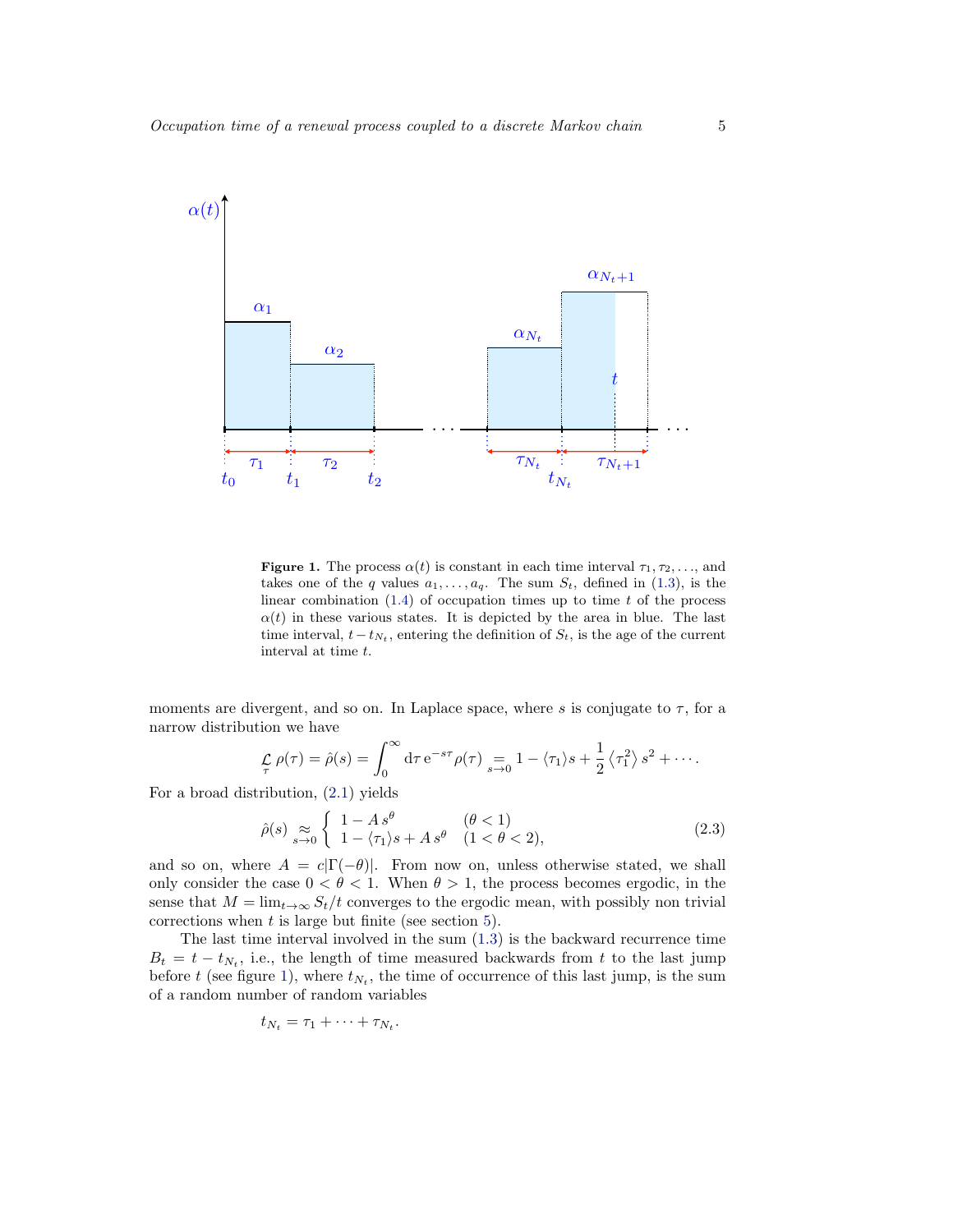$\alpha(t)$

$\alpha_1$

$\alpha_2$

$\alpha_{N_t}$

$\alpha_{N_t+1}$

$t$

$\tau_1$ $\tau_2$ $\tau_{N_t}$ $\tau_{N_t+1}$

$t_0$ $t_1$ $t_2$ $t_{N_t}$

**Figure 1.** The process $\alpha(t)$ is constant in each time interval $\tau_1, \tau_2, \ldots$, and takes one of the $q$ values $a_1, \ldots, a_q$. The sum $S_t$, defined in (1.3), is the linear combination (1.4) of occupation times up to time $t$ of the process $\alpha(t)$ in these various states. It is depicted by the area in blue. The last time interval, $t - t_{N_t}$, entering the definition of $S_t$, is the age of the current interval at time $t$.

moments are divergent, and so on. In Laplace space, where $s$ is conjugate to $\tau$, for a narrow distribution we have

$$\mathop{\mathcal{L}}_{\tau}\, \rho(\tau) = \hat{\rho}(s) = \int_0^\infty \mathrm{d}\tau\, \mathrm{e}^{-s\tau} \rho(\tau) \underset{s\to 0}{=} 1 - \langle \tau_1 \rangle s + \frac{1}{2} \left\langle \tau_1^2 \right\rangle s^2 + \cdots.$$

For a broad distribution, (2.1) yields

$$\hat{\rho}(s) \underset{s\to 0}{\approx} \left\{ \begin{array}{ll} 1 - A\, s^\theta & (\theta < 1) \\ 1 - \langle \tau_1 \rangle s + A\, s^\theta & (1 < \theta < 2), \end{array} \right. \tag{2.3}$$

and so on, where $A = c|\Gamma(-\theta)|$. From now on, unless otherwise stated, we shall only consider the case $0 < \theta < 1$. When $\theta > 1$, the process becomes ergodic, in the sense that $M = \lim_{t\to\infty} S_t/t$ converges to the ergodic mean, with possibly non trivial corrections when $t$ is large but finite (see section 5).

The last time interval involved in the sum (1.3) is the backward recurrence time $B_t = t - t_{N_t}$, i.e., the length of time measured backwards from $t$ to the last jump before $t$ (see figure 1), where $t_{N_t}$, the time of occurrence of this last jump, is the sum of a random number of random variables

$$t_{N_t} = \tau_1 + \cdots + \tau_{N_t}.$$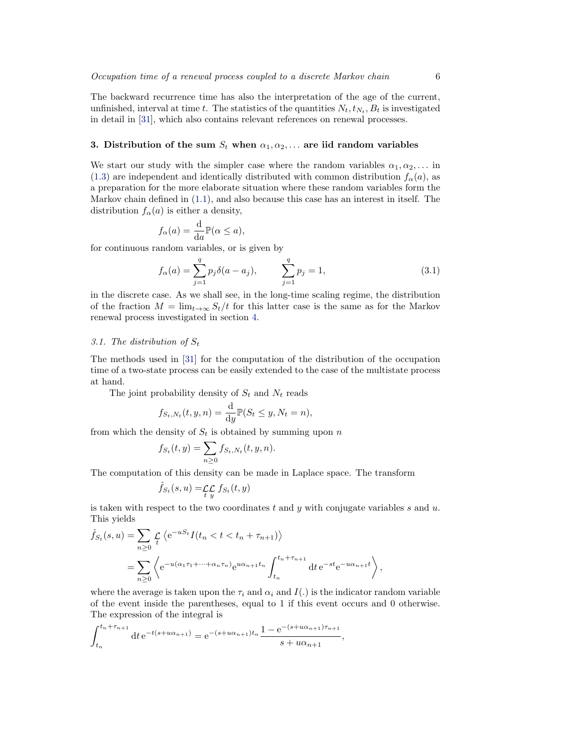The backward recurrence time has also the interpretation of the age of the current, unfinished, interval at time $t$. The statistics of the quantities $N_t, t_{N_t}, B_t$ is investigated in detail in [31], which also contains relevant references on renewal processes.

## 3. Distribution of the sum $S_t$ when $\alpha_1, \alpha_2, \dots$ are iid random variables

We start our study with the simpler case where the random variables $\alpha_1, \alpha_2, \dots$ in (1.3) are independent and identically distributed with common distribution $f_\alpha(a)$, as a preparation for the more elaborate situation where these random variables form the Markov chain defined in (1.1), and also because this case has an interest in itself. The distribution $f_\alpha(a)$ is either a density,

$$f_\alpha(a) = \frac{\mathrm{d}}{\mathrm{d}a}\mathbb{P}(\alpha \le a),$$

for continuous random variables, or is given by

$$f_\alpha(a) = \sum_{j=1}^{q} p_j \delta(a - a_j), \qquad \sum_{j=1}^{q} p_j = 1, \tag{3.1}$$

in the discrete case. As we shall see, in the long-time scaling regime, the distribution of the fraction $M = \lim_{t\to\infty} S_t/t$ for this latter case is the same as for the Markov renewal process investigated in section 4.

### *3.1. The distribution of $S_t$*

The methods used in [31] for the computation of the distribution of the occupation time of a two-state process can be easily extended to the case of the multistate process at hand.

The joint probability density of $S_t$ and $N_t$ reads

$$f_{S_t,N_t}(t, y, n) = \frac{\mathrm{d}}{\mathrm{d}y}\mathbb{P}(S_t \le y, N_t = n),$$

from which the density of $S_t$ is obtained by summing upon $n$

$$f_{S_t}(t, y) = \sum_{n\ge 0} f_{S_t,N_t}(t, y, n).$$

The computation of this density can be made in Laplace space. The transform

$$\hat{f}_{S_t}(s, u) = \mathop{\mathcal{L}}_{t}\mathop{\mathcal{L}}_{y} f_{S_t}(t, y)$$

is taken with respect to the two coordinates $t$ and $y$ with conjugate variables $s$ and $u$. This yields

$$\begin{aligned}
\hat{f}_{S_t}(s, u) &= \sum_{n\ge 0} \mathop{\mathcal{L}}_{t} \left\langle \mathrm{e}^{-uS_t} I(t_n < t < t_n + \tau_{n+1}) \right\rangle \\
&= \sum_{n\ge 0} \left\langle \mathrm{e}^{-u(\alpha_1\tau_1+\cdots+\alpha_n\tau_n)} \mathrm{e}^{u\alpha_{n+1}t_n} \int_{t_n}^{t_n+\tau_{n+1}} \mathrm{d}t\, \mathrm{e}^{-st} \mathrm{e}^{-u\alpha_{n+1}t} \right\rangle,
\end{aligned}$$

where the average is taken upon the $\tau_i$ and $\alpha_i$ and $I(.)$ is the indicator random variable of the event inside the parentheses, equal to 1 if this event occurs and 0 otherwise. The expression of the integral is

$$\int_{t_n}^{t_n+\tau_{n+1}} \mathrm{d}t\, \mathrm{e}^{-t(s+u\alpha_{n+1})} = \mathrm{e}^{-(s+u\alpha_{n+1})t_n} \frac{1 - \mathrm{e}^{-(s+u\alpha_{n+1})\tau_{n+1}}}{s + u\alpha_{n+1}},$$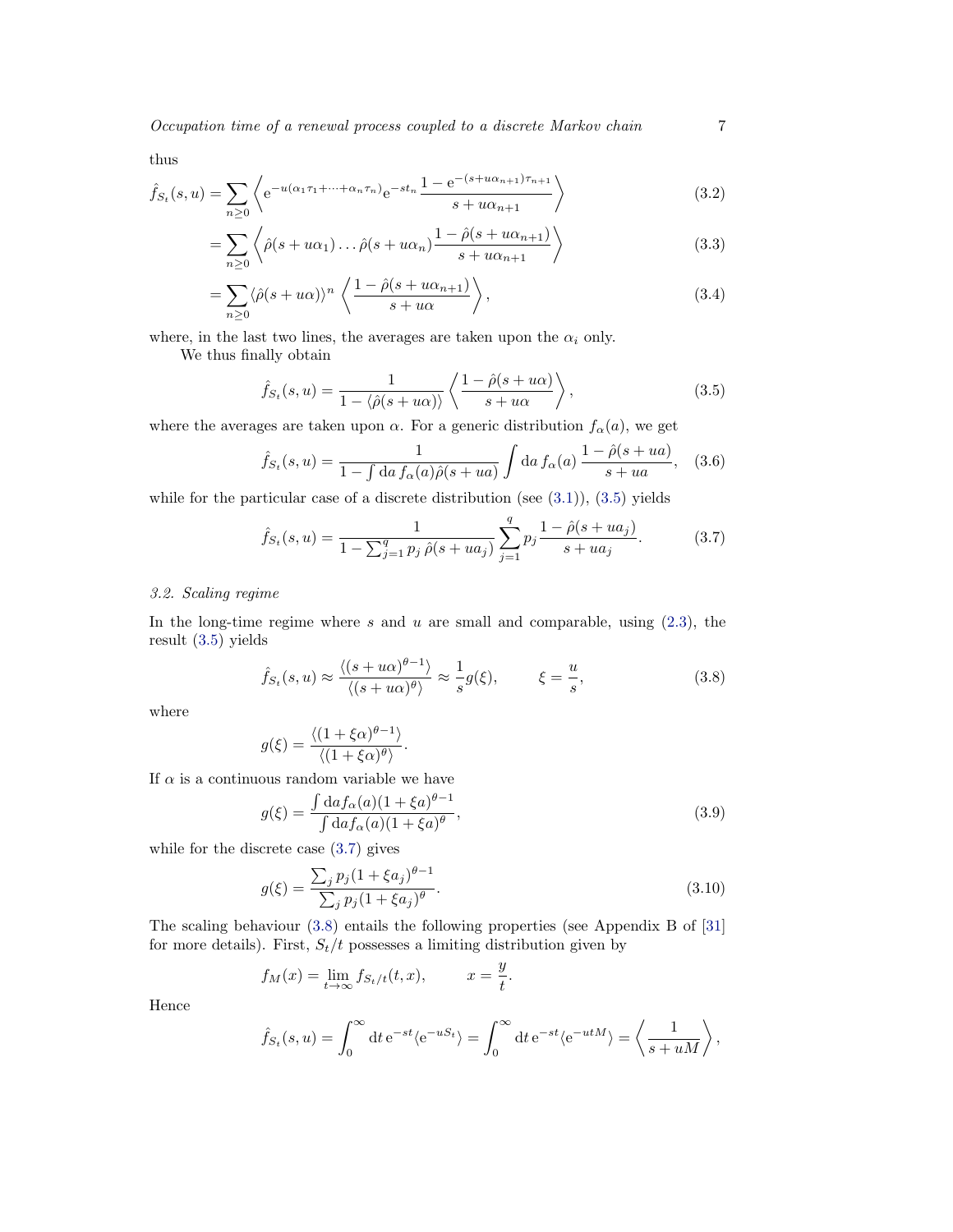thus

$$\hat{f}_{S_t}(s,u) = \sum_{n\ge 0} \left\langle \mathrm{e}^{-u(\alpha_1\tau_1+\cdots+\alpha_n\tau_n)}\mathrm{e}^{-st_n}\frac{1-\mathrm{e}^{-(s+u\alpha_{n+1})\tau_{n+1}}}{s+u\alpha_{n+1}} \right\rangle \tag{3.2}$$

$$= \sum_{n\ge 0} \left\langle \hat{\rho}(s+u\alpha_1)\dots\hat{\rho}(s+u\alpha_n)\frac{1-\hat{\rho}(s+u\alpha_{n+1})}{s+u\alpha_{n+1}} \right\rangle \tag{3.3}$$

$$= \sum_{n\ge 0} \langle \hat{\rho}(s+u\alpha)\rangle^n \left\langle \frac{1-\hat{\rho}(s+u\alpha_{n+1})}{s+u\alpha} \right\rangle, \tag{3.4}$$

where, in the last two lines, the averages are taken upon the $\alpha_i$ only.

We thus finally obtain

$$\hat{f}_{S_t}(s,u) = \frac{1}{1-\langle\hat{\rho}(s+u\alpha)\rangle}\left\langle \frac{1-\hat{\rho}(s+u\alpha)}{s+u\alpha}\right\rangle, \tag{3.5}$$

where the averages are taken upon $\alpha$. For a generic distribution $f_\alpha(a)$, we get

$$\hat{f}_{S_t}(s,u) = \frac{1}{1-\int \mathrm{d}a\, f_\alpha(a)\hat{\rho}(s+ua)}\int \mathrm{d}a\, f_\alpha(a)\,\frac{1-\hat{\rho}(s+ua)}{s+ua}, \tag{3.6}$$

while for the particular case of a discrete distribution (see (3.1)), (3.5) yields

$$\hat{f}_{S_t}(s,u) = \frac{1}{1-\sum_{j=1}^q p_j\,\hat{\rho}(s+ua_j)}\sum_{j=1}^q p_j\frac{1-\hat{\rho}(s+ua_j)}{s+ua_j}. \tag{3.7}$$

### 3.2. Scaling regime

In the long-time regime where $s$ and $u$ are small and comparable, using (2.3), the result (3.5) yields

$$\hat{f}_{S_t}(s,u) \approx \frac{\langle (s+u\alpha)^{\theta-1}\rangle}{\langle (s+u\alpha)^{\theta}\rangle} \approx \frac{1}{s}g(\xi), \qquad \xi = \frac{u}{s}, \tag{3.8}$$

where

$$g(\xi) = \frac{\langle (1+\xi\alpha)^{\theta-1}\rangle}{\langle (1+\xi\alpha)^{\theta}\rangle}.$$

If $\alpha$ is a continuous random variable we have

$$g(\xi) = \frac{\int \mathrm{d}a f_\alpha(a)(1+\xi a)^{\theta-1}}{\int \mathrm{d}a f_\alpha(a)(1+\xi a)^{\theta}}, \tag{3.9}$$

while for the discrete case (3.7) gives

$$g(\xi) = \frac{\sum_j p_j(1+\xi a_j)^{\theta-1}}{\sum_j p_j(1+\xi a_j)^{\theta}}. \tag{3.10}$$

The scaling behaviour (3.8) entails the following properties (see Appendix B of [31] for more details). First, $S_t/t$ possesses a limiting distribution given by

$$f_M(x) = \lim_{t\to\infty} f_{S_t/t}(t,x), \qquad x = \frac{y}{t}.$$

Hence

$$\hat{f}_{S_t}(s,u) = \int_0^\infty \mathrm{d}t\, \mathrm{e}^{-st}\langle \mathrm{e}^{-uS_t}\rangle = \int_0^\infty \mathrm{d}t\, \mathrm{e}^{-st}\langle \mathrm{e}^{-utM}\rangle = \left\langle \frac{1}{s+uM}\right\rangle,$$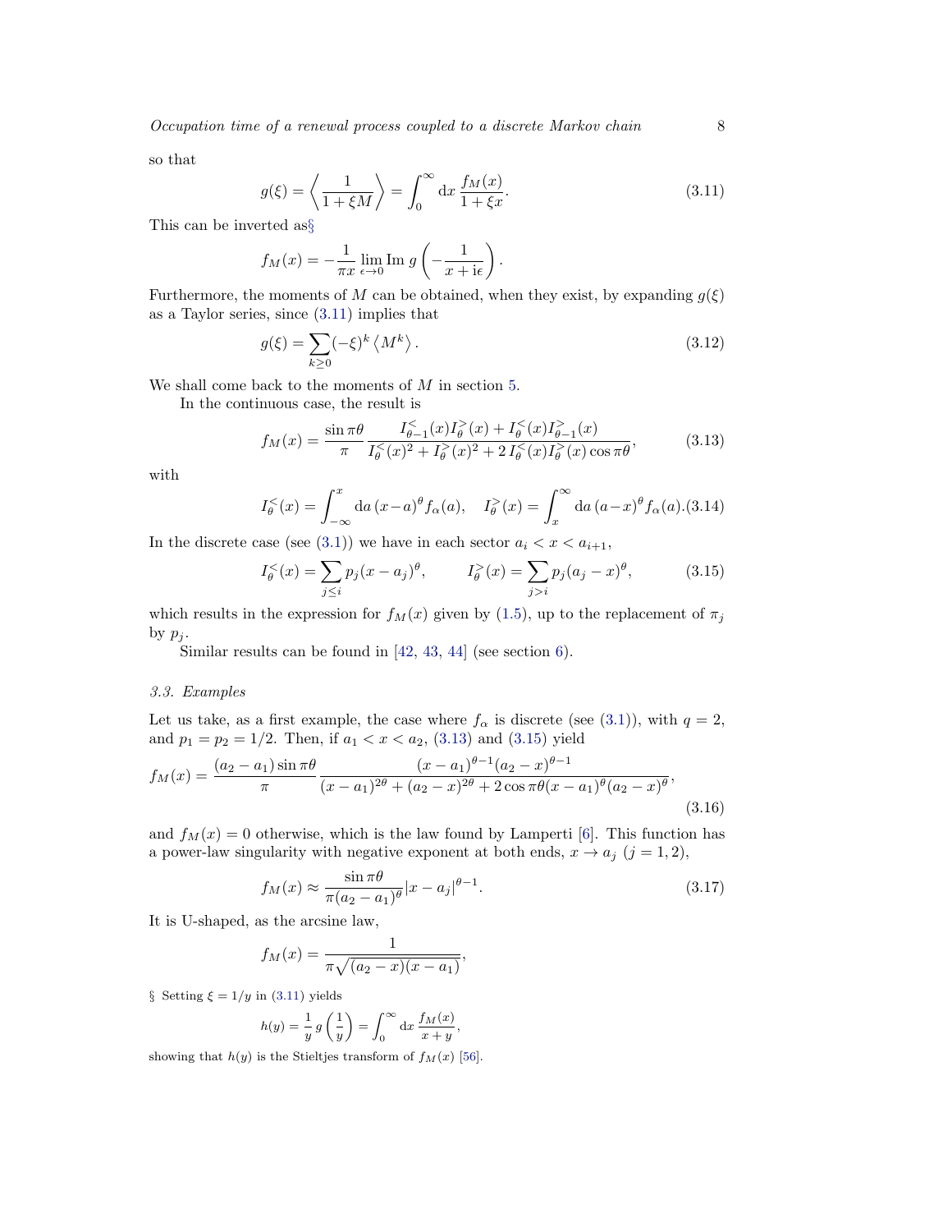so that

$$g(\xi) = \left\langle \frac{1}{1+\xi M} \right\rangle = \int_0^\infty \mathrm{d}x\, \frac{f_M(x)}{1+\xi x}. \tag{3.11}$$

This can be inverted as§

$$f_M(x) = -\frac{1}{\pi x} \lim_{\epsilon\to 0} \mathrm{Im}\; g\left(-\frac{1}{x+\mathrm{i}\epsilon}\right).$$

Furthermore, the moments of $M$ can be obtained, when they exist, by expanding $g(\xi)$ as a Taylor series, since (3.11) implies that

$$g(\xi) = \sum_{k\ge 0} (-\xi)^k \left\langle M^k \right\rangle. \tag{3.12}$$

We shall come back to the moments of $M$ in section 5.

In the continuous case, the result is

$$f_M(x) = \frac{\sin \pi\theta}{\pi} \frac{I^<_{\theta-1}(x) I^>_\theta(x) + I^<_\theta(x) I^>_{\theta-1}(x)}{I^<_\theta(x)^2 + I^>_\theta(x)^2 + 2\, I^<_\theta(x) I^>_\theta(x)\cos\pi\theta}, \tag{3.13}$$

with

$$I^<_\theta(x) = \int_{-\infty}^x \mathrm{d}a\, (x-a)^\theta f_\alpha(a), \quad I^>_\theta(x) = \int_x^\infty \mathrm{d}a\, (a-x)^\theta f_\alpha(a). \tag{3.14}$$

In the discrete case (see (3.1)) we have in each sector $a_i < x < a_{i+1}$,

$$I^<_\theta(x) = \sum_{j\le i} p_j (x-a_j)^\theta, \qquad I^>_\theta(x) = \sum_{j>i} p_j (a_j - x)^\theta, \tag{3.15}$$

which results in the expression for $f_M(x)$ given by (1.5), up to the replacement of $\pi_j$ by $p_j$.

Similar results can be found in [42, 43, 44] (see section 6).

### 3.3. Examples

Let us take, as a first example, the case where $f_\alpha$ is discrete (see (3.1)), with $q = 2$, and $p_1 = p_2 = 1/2$. Then, if $a_1 < x < a_2$, (3.13) and (3.15) yield

$$f_M(x) = \frac{(a_2-a_1)\sin\pi\theta}{\pi} \frac{(x-a_1)^{\theta-1}(a_2-x)^{\theta-1}}{(x-a_1)^{2\theta} + (a_2-x)^{2\theta} + 2\cos\pi\theta (x-a_1)^\theta (a_2-x)^\theta}, \tag{3.16}$$

and $f_M(x) = 0$ otherwise, which is the law found by Lamperti [6]. This function has a power-law singularity with negative exponent at both ends, $x \to a_j$ $(j = 1, 2)$,

$$f_M(x) \approx \frac{\sin \pi\theta}{\pi (a_2-a_1)^\theta} |x-a_j|^{\theta-1}. \tag{3.17}$$

It is U-shaped, as the arcsine law,

$$f_M(x) = \frac{1}{\pi\sqrt{(a_2-x)(x-a_1)}},$$

§ Setting $\xi = 1/y$ in (3.11) yields

$$h(y) = \frac{1}{y}\, g\left(\frac{1}{y}\right) = \int_0^\infty \mathrm{d}x\, \frac{f_M(x)}{x+y},$$

showing that $h(y)$ is the Stieltjes transform of $f_M(x)$ [56].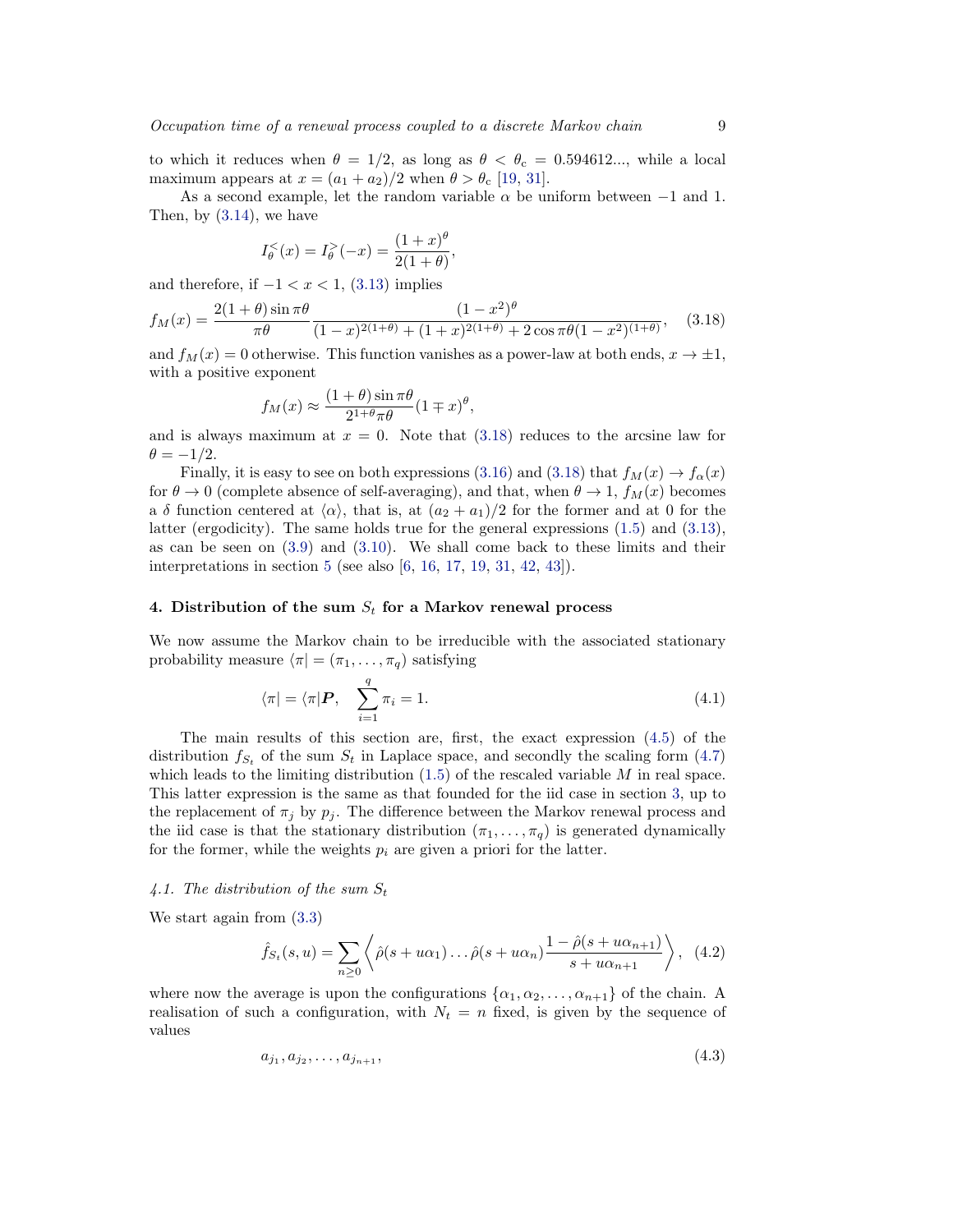to which it reduces when $\theta = 1/2$, as long as $\theta < \theta_c = 0.594612...$, while a local maximum appears at $x = (a_1 + a_2)/2$ when $\theta > \theta_c$ [19, 31].

As a second example, let the random variable $\alpha$ be uniform between $-1$ and 1. Then, by (3.14), we have

$$I_\theta^<(x) = I_\theta^>(-x) = \frac{(1+x)^\theta}{2(1+\theta)},$$

and therefore, if $-1 < x < 1$, (3.13) implies

$$f_M(x) = \frac{2(1+\theta)\sin\pi\theta}{\pi\theta} \frac{(1-x^2)^\theta}{(1-x)^{2(1+\theta)} + (1+x)^{2(1+\theta)} + 2\cos\pi\theta(1-x^2)^{(1+\theta)}}, \quad (3.18)$$

and $f_M(x) = 0$ otherwise. This function vanishes as a power-law at both ends, $x \to \pm 1$, with a positive exponent

$$f_M(x) \approx \frac{(1+\theta)\sin\pi\theta}{2^{1+\theta}\pi\theta}(1 \mp x)^\theta,$$

and is always maximum at $x = 0$. Note that (3.18) reduces to the arcsine law for $\theta = -1/2$.

Finally, it is easy to see on both expressions (3.16) and (3.18) that $f_M(x) \to f_\alpha(x)$ for $\theta \to 0$ (complete absence of self-averaging), and that, when $\theta \to 1$, $f_M(x)$ becomes a $\delta$ function centered at $\langle\alpha\rangle$, that is, at $(a_2 + a_1)/2$ for the former and at 0 for the latter (ergodicity). The same holds true for the general expressions (1.5) and (3.13), as can be seen on (3.9) and (3.10). We shall come back to these limits and their interpretations in section 5 (see also [6, 16, 17, 19, 31, 42, 43]).

## 4. Distribution of the sum $S_t$ for a Markov renewal process

We now assume the Markov chain to be irreducible with the associated stationary probability measure $\langle\pi| = (\pi_1, \ldots, \pi_q)$ satisfying

$$\langle\pi| = \langle\pi|\boldsymbol{P}, \quad \sum_{i=1}^{q} \pi_i = 1. \quad (4.1)$$

The main results of this section are, first, the exact expression (4.5) of the distribution $f_{S_t}$ of the sum $S_t$ in Laplace space, and secondly the scaling form (4.7) which leads to the limiting distribution (1.5) of the rescaled variable $M$ in real space. This latter expression is the same as that founded for the iid case in section 3, up to the replacement of $\pi_j$ by $p_j$. The difference between the Markov renewal process and the iid case is that the stationary distribution $(\pi_1, \ldots, \pi_q)$ is generated dynamically for the former, while the weights $p_i$ are given a priori for the latter.

### 4.1. The distribution of the sum $S_t$

We start again from (3.3)

$$\hat{f}_{S_t}(s,u) = \sum_{n\geq 0} \left\langle \hat{\rho}(s+u\alpha_1)\ldots\hat{\rho}(s+u\alpha_n)\frac{1-\hat{\rho}(s+u\alpha_{n+1})}{s+u\alpha_{n+1}} \right\rangle, \quad (4.2)$$

where now the average is upon the configurations $\{\alpha_1, \alpha_2, \ldots, \alpha_{n+1}\}$ of the chain. A realisation of such a configuration, with $N_t = n$ fixed, is given by the sequence of values

$$a_{j_1}, a_{j_2}, \ldots, a_{j_{n+1}}, \quad (4.3)$$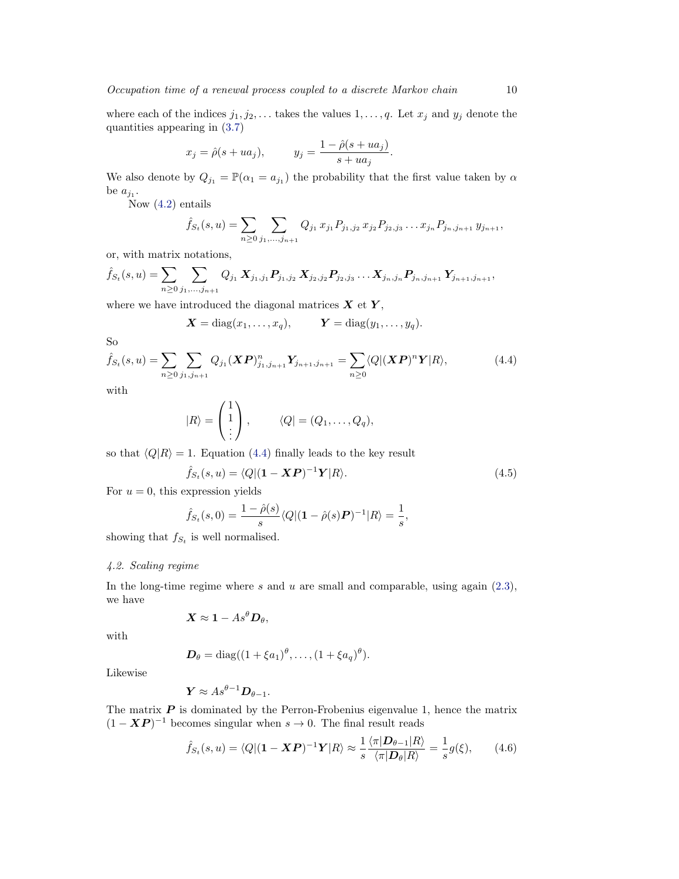where each of the indices $j_1, j_2, \ldots$ takes the values $1, \ldots, q$. Let $x_j$ and $y_j$ denote the quantities appearing in (3.7)

$$x_j = \hat{\rho}(s + ua_j), \qquad y_j = \frac{1 - \hat{\rho}(s + ua_j)}{s + ua_j}.$$

We also denote by $Q_{j_1} = \mathbb{P}(\alpha_1 = a_{j_1})$ the probability that the first value taken by $\alpha$ be $a_{j_1}$.

Now (4.2) entails

$$\hat{f}_{S_t}(s, u) = \sum_{n \ge 0} \sum_{j_1, \ldots, j_{n+1}} Q_{j_1}\, x_{j_1} P_{j_1, j_2}\, x_{j_2} P_{j_2, j_3} \ldots x_{j_n} P_{j_n, j_{n+1}}\, y_{j_{n+1}},$$

or, with matrix notations,

$$\hat{f}_{S_t}(s, u) = \sum_{n \ge 0} \sum_{j_1, \ldots, j_{n+1}} Q_{j_1}\, \boldsymbol{X}_{j_1, j_1} \boldsymbol{P}_{j_1, j_2}\, \boldsymbol{X}_{j_2, j_2} \boldsymbol{P}_{j_2, j_3} \ldots \boldsymbol{X}_{j_n, j_n} \boldsymbol{P}_{j_n, j_{n+1}}\, \boldsymbol{Y}_{j_{n+1}, j_{n+1}},$$

where we have introduced the diagonal matrices $\boldsymbol{X}$ et $\boldsymbol{Y}$,

$$\boldsymbol{X} = \mathrm{diag}(x_1, \ldots, x_q), \qquad \boldsymbol{Y} = \mathrm{diag}(y_1, \ldots, y_q).$$

So

$$\hat{f}_{S_t}(s, u) = \sum_{n \ge 0} \sum_{j_1, j_{n+1}} Q_{j_1} (\boldsymbol{XP})^n_{j_1, j_{n+1}} \boldsymbol{Y}_{j_{n+1}, j_{n+1}} = \sum_{n \ge 0} \langle Q | (\boldsymbol{XP})^n \boldsymbol{Y} | R \rangle, \tag{4.4}$$

with

$$|R\rangle = \begin{pmatrix} 1 \\ 1 \\ \vdots \end{pmatrix}, \qquad \langle Q| = (Q_1, \ldots, Q_q),$$

so that $\langle Q|R\rangle = 1$. Equation (4.4) finally leads to the key result

$$\hat{f}_{S_t}(s, u) = \langle Q | (\boldsymbol{1} - \boldsymbol{XP})^{-1} \boldsymbol{Y} | R \rangle. \tag{4.5}$$

For $u = 0$, this expression yields

$$\hat{f}_{S_t}(s, 0) = \frac{1 - \hat{\rho}(s)}{s} \langle Q | (\boldsymbol{1} - \hat{\rho}(s)\boldsymbol{P})^{-1} | R \rangle = \frac{1}{s},$$

showing that $f_{S_t}$ is well normalised.

### *4.2. Scaling regime*

In the long-time regime where $s$ and $u$ are small and comparable, using again (2.3), we have

$$\boldsymbol{X} \approx \boldsymbol{1} - A s^{\theta} \boldsymbol{D}_{\theta},$$

with

$$\boldsymbol{D}_{\theta} = \mathrm{diag}((1 + \xi a_1)^{\theta}, \ldots, (1 + \xi a_q)^{\theta}).$$

Likewise

$$\boldsymbol{Y} \approx A s^{\theta - 1} \boldsymbol{D}_{\theta - 1}.$$

The matrix $\boldsymbol{P}$ is dominated by the Perron-Frobenius eigenvalue 1, hence the matrix $(1 - \boldsymbol{XP})^{-1}$ becomes singular when $s \to 0$. The final result reads

$$\hat{f}_{S_t}(s, u) = \langle Q | (\boldsymbol{1} - \boldsymbol{XP})^{-1} \boldsymbol{Y} | R \rangle \approx \frac{1}{s} \frac{\langle \pi | \boldsymbol{D}_{\theta - 1} | R \rangle}{\langle \pi | \boldsymbol{D}_{\theta} | R \rangle} = \frac{1}{s} g(\xi), \tag{4.6}$$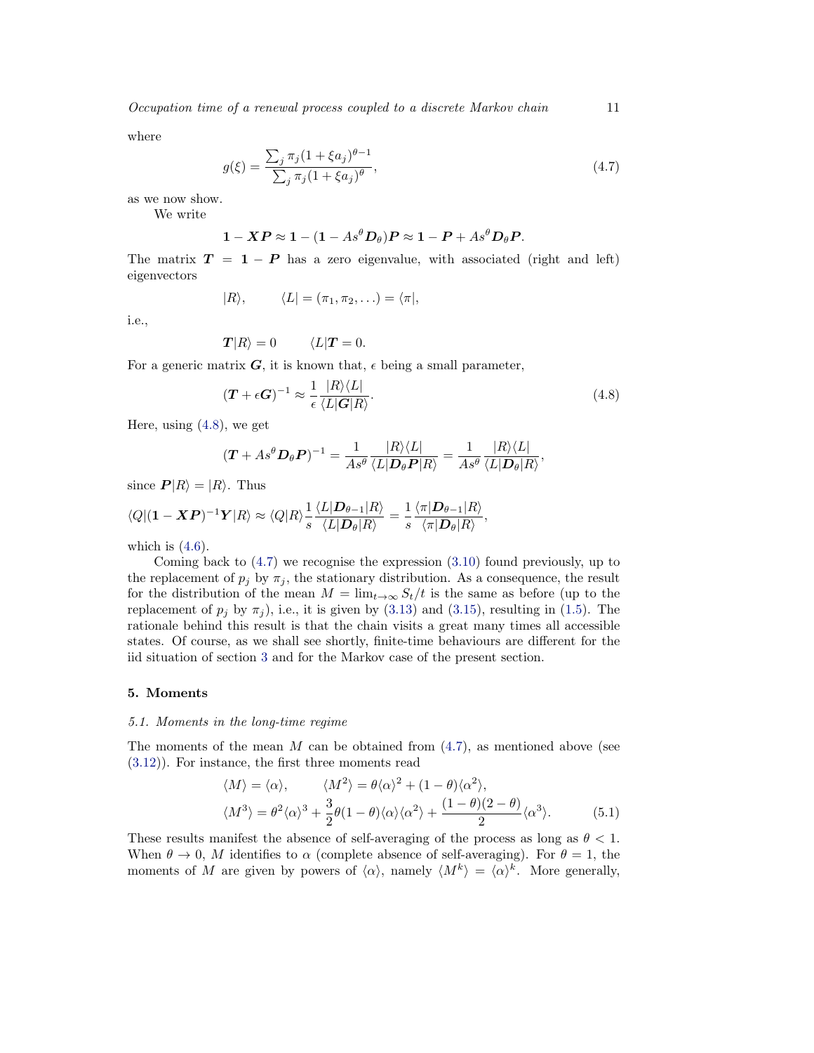where

$$g(\xi) = \frac{\sum_j \pi_j (1+\xi a_j)^{\theta-1}}{\sum_j \pi_j (1+\xi a_j)^{\theta}}, \tag{4.7}$$

as we now show.

We write

$$\mathbf{1} - \boldsymbol{X}\boldsymbol{P} \approx \mathbf{1} - (\mathbf{1} - A s^\theta \boldsymbol{D}_\theta)\boldsymbol{P} \approx \mathbf{1} - \boldsymbol{P} + A s^\theta \boldsymbol{D}_\theta \boldsymbol{P}.$$

The matrix $\boldsymbol{T} = \mathbf{1} - \boldsymbol{P}$ has a zero eigenvalue, with associated (right and left) eigenvectors

$$|R\rangle, \qquad \langle L| = (\pi_1, \pi_2, \ldots) = \langle \pi|,$$

i.e.,

$$\boldsymbol{T}|R\rangle = 0 \qquad \langle L|\boldsymbol{T} = 0.$$

For a generic matrix $\boldsymbol{G}$, it is known that, $\epsilon$ being a small parameter,

$$(\boldsymbol{T} + \epsilon \boldsymbol{G})^{-1} \approx \frac{1}{\epsilon} \frac{|R\rangle\langle L|}{\langle L|\boldsymbol{G}|R\rangle}. \tag{4.8}$$

Here, using (4.8), we get

$$(\boldsymbol{T} + A s^\theta \boldsymbol{D}_\theta \boldsymbol{P})^{-1} = \frac{1}{A s^\theta} \frac{|R\rangle\langle L|}{\langle L|\boldsymbol{D}_\theta \boldsymbol{P}|R\rangle} = \frac{1}{A s^\theta} \frac{|R\rangle\langle L|}{\langle L|\boldsymbol{D}_\theta|R\rangle},$$

since $\boldsymbol{P}|R\rangle = |R\rangle$. Thus

$$\langle Q|(\mathbf{1} - \boldsymbol{X}\boldsymbol{P})^{-1}\boldsymbol{Y}|R\rangle \approx \langle Q|R\rangle \frac{1}{s} \frac{\langle L|\boldsymbol{D}_{\theta-1}|R\rangle}{\langle L|\boldsymbol{D}_\theta|R\rangle} = \frac{1}{s} \frac{\langle \pi|\boldsymbol{D}_{\theta-1}|R\rangle}{\langle \pi|\boldsymbol{D}_\theta|R\rangle},$$

which is (4.6).

Coming back to (4.7) we recognise the expression (3.10) found previously, up to the replacement of $p_j$ by $\pi_j$, the stationary distribution. As a consequence, the result for the distribution of the mean $M = \lim_{t\to\infty} S_t/t$ is the same as before (up to the replacement of $p_j$ by $\pi_j$), i.e., it is given by (3.13) and (3.15), resulting in (1.5). The rationale behind this result is that the chain visits a great many times all accessible states. Of course, as we shall see shortly, finite-time behaviours are different for the iid situation of section 3 and for the Markov case of the present section.

## 5. Moments

### 5.1. Moments in the long-time regime

The moments of the mean $M$ can be obtained from (4.7), as mentioned above (see (3.12)). For instance, the first three moments read

$$\begin{aligned}
&\langle M\rangle = \langle \alpha\rangle, \qquad \langle M^2\rangle = \theta\langle \alpha\rangle^2 + (1-\theta)\langle \alpha^2\rangle, \\
&\langle M^3\rangle = \theta^2\langle \alpha\rangle^3 + \frac{3}{2}\theta(1-\theta)\langle \alpha\rangle\langle \alpha^2\rangle + \frac{(1-\theta)(2-\theta)}{2}\langle \alpha^3\rangle.
\end{aligned} \tag{5.1}$$

These results manifest the absence of self-averaging of the process as long as $\theta < 1$. When $\theta \to 0$, $M$ identifies to $\alpha$ (complete absence of self-averaging). For $\theta = 1$, the moments of $M$ are given by powers of $\langle \alpha\rangle$, namely $\langle M^k\rangle = \langle \alpha\rangle^k$. More generally,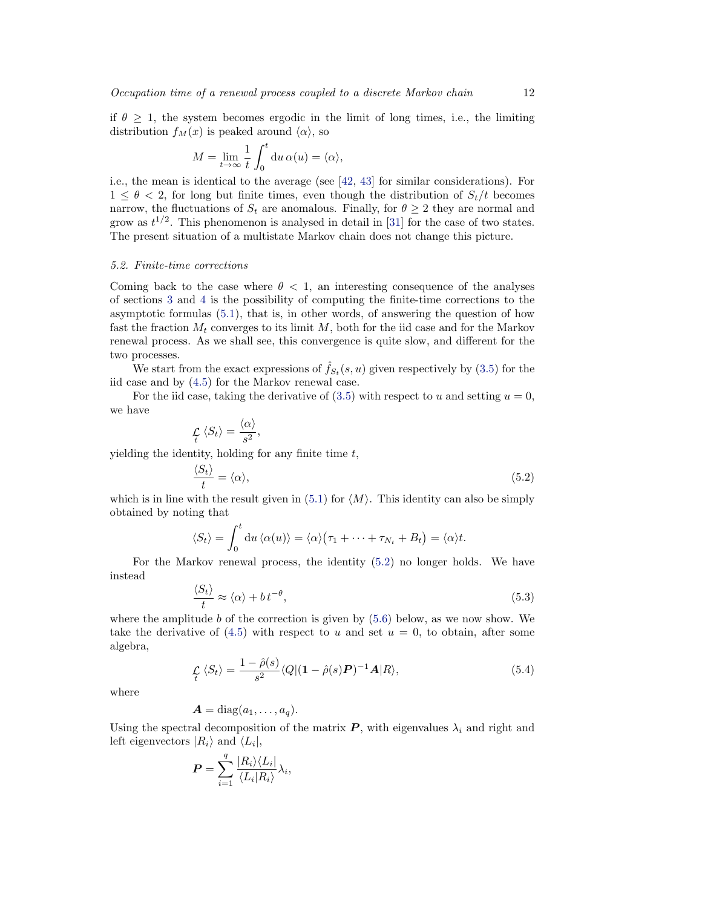if $\theta \geq 1$, the system becomes ergodic in the limit of long times, i.e., the limiting distribution $f_M(x)$ is peaked around $\langle\alpha\rangle$, so

$$M = \lim_{t\to\infty} \frac{1}{t}\int_0^t \mathrm{d}u\,\alpha(u) = \langle\alpha\rangle,$$

i.e., the mean is identical to the average (see [42, 43] for similar considerations). For $1 \leq \theta < 2$, for long but finite times, even though the distribution of $S_t/t$ becomes narrow, the fluctuations of $S_t$ are anomalous. Finally, for $\theta \geq 2$ they are normal and grow as $t^{1/2}$. This phenomenon is analysed in detail in [31] for the case of two states. The present situation of a multistate Markov chain does not change this picture.

### 5.2. Finite-time corrections

Coming back to the case where $\theta < 1$, an interesting consequence of the analyses of sections 3 and 4 is the possibility of computing the finite-time corrections to the asymptotic formulas (5.1), that is, in other words, of answering the question of how fast the fraction $M_t$ converges to its limit $M$, both for the iid case and for the Markov renewal process. As we shall see, this convergence is quite slow, and different for the two processes.

We start from the exact expressions of $\hat{f}_{S_t}(s,u)$ given respectively by (3.5) for the iid case and by (4.5) for the Markov renewal case.

For the iid case, taking the derivative of (3.5) with respect to $u$ and setting $u = 0$, we have

$$\mathop{\mathcal{L}}_{t}\,\langle S_t\rangle = \frac{\langle\alpha\rangle}{s^2},$$

yielding the identity, holding for any finite time $t$,

$$\frac{\langle S_t\rangle}{t} = \langle\alpha\rangle, \tag{5.2}$$

which is in line with the result given in (5.1) for $\langle M\rangle$. This identity can also be simply obtained by noting that

$$\langle S_t\rangle = \int_0^t \mathrm{d}u\,\langle\alpha(u)\rangle = \langle\alpha\rangle\big(\tau_1 + \cdots + \tau_{N_t} + B_t\big) = \langle\alpha\rangle t.$$

For the Markov renewal process, the identity (5.2) no longer holds. We have instead

$$\frac{\langle S_t\rangle}{t} \approx \langle\alpha\rangle + b\,t^{-\theta}, \tag{5.3}$$

where the amplitude $b$ of the correction is given by (5.6) below, as we now show. We take the derivative of (4.5) with respect to $u$ and set $u = 0$, to obtain, after some algebra,

$$\mathop{\mathcal{L}}_{t}\,\langle S_t\rangle = \frac{1-\hat{\rho}(s)}{s^2}\langle Q|(\mathbf{1} - \hat{\rho}(s)\boldsymbol{P})^{-1}\boldsymbol{A}|R\rangle, \tag{5.4}$$

where

$$\boldsymbol{A} = \mathrm{diag}(a_1,\ldots,a_q).$$

Using the spectral decomposition of the matrix $\boldsymbol{P}$, with eigenvalues $\lambda_i$ and right and left eigenvectors $|R_i\rangle$ and $\langle L_i|$,

$$\boldsymbol{P} = \sum_{i=1}^{q} \frac{|R_i\rangle\langle L_i|}{\langle L_i|R_i\rangle}\lambda_i,$$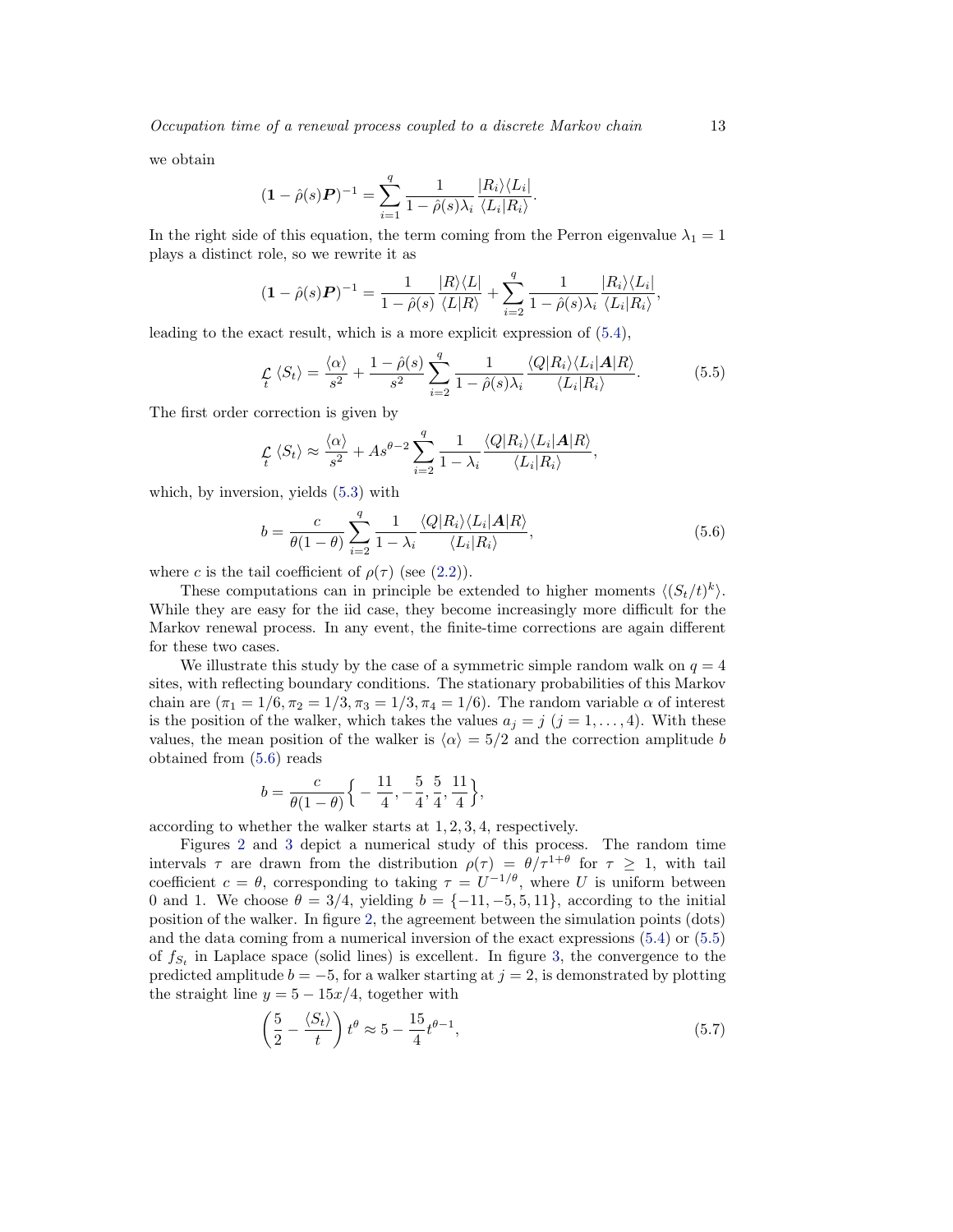we obtain

$$(\mathbf{1} - \hat{\rho}(s)\boldsymbol{P})^{-1} = \sum_{i=1}^{q} \frac{1}{1-\hat{\rho}(s)\lambda_i} \frac{|R_i\rangle\langle L_i|}{\langle L_i|R_i\rangle}.$$

In the right side of this equation, the term coming from the Perron eigenvalue $\lambda_1 = 1$ plays a distinct role, so we rewrite it as

$$(\mathbf{1} - \hat{\rho}(s)\boldsymbol{P})^{-1} = \frac{1}{1-\hat{\rho}(s)} \frac{|R\rangle\langle L|}{\langle L|R\rangle} + \sum_{i=2}^{q} \frac{1}{1-\hat{\rho}(s)\lambda_i} \frac{|R_i\rangle\langle L_i|}{\langle L_i|R_i\rangle},$$

leading to the exact result, which is a more explicit expression of (5.4),

$$\mathop{\mathcal{L}}_{t} \langle S_t \rangle = \frac{\langle \alpha \rangle}{s^2} + \frac{1-\hat{\rho}(s)}{s^2} \sum_{i=2}^{q} \frac{1}{1-\hat{\rho}(s)\lambda_i} \frac{\langle Q|R_i\rangle\langle L_i|\boldsymbol{A}|R\rangle}{\langle L_i|R_i\rangle}. \tag{5.5}$$

The first order correction is given by

$$\mathop{\mathcal{L}}_{t} \langle S_t \rangle \approx \frac{\langle \alpha \rangle}{s^2} + A s^{\theta-2} \sum_{i=2}^{q} \frac{1}{1-\lambda_i} \frac{\langle Q|R_i\rangle\langle L_i|\boldsymbol{A}|R\rangle}{\langle L_i|R_i\rangle},$$

which, by inversion, yields (5.3) with

$$b = \frac{c}{\theta(1-\theta)} \sum_{i=2}^{q} \frac{1}{1-\lambda_i} \frac{\langle Q|R_i\rangle\langle L_i|\boldsymbol{A}|R\rangle}{\langle L_i|R_i\rangle}, \tag{5.6}$$

where $c$ is the tail coefficient of $\rho(\tau)$ (see (2.2)).

These computations can in principle be extended to higher moments $\langle (S_t/t)^k \rangle$. While they are easy for the iid case, they become increasingly more difficult for the Markov renewal process. In any event, the finite-time corrections are again different for these two cases.

We illustrate this study by the case of a symmetric simple random walk on $q = 4$ sites, with reflecting boundary conditions. The stationary probabilities of this Markov chain are $(\pi_1 = 1/6, \pi_2 = 1/3, \pi_3 = 1/3, \pi_4 = 1/6)$. The random variable $\alpha$ of interest is the position of the walker, which takes the values $a_j = j$ $(j = 1, \dots, 4)$. With these values, the mean position of the walker is $\langle \alpha \rangle = 5/2$ and the correction amplitude $b$ obtained from (5.6) reads

$$b = \frac{c}{\theta(1-\theta)} \Big\{ -\frac{11}{4}, -\frac{5}{4}, \frac{5}{4}, \frac{11}{4} \Big\},$$

according to whether the walker starts at $1, 2, 3, 4$, respectively.

Figures 2 and 3 depict a numerical study of this process. The random time intervals $\tau$ are drawn from the distribution $\rho(\tau) = \theta/\tau^{1+\theta}$ for $\tau \geq 1$, with tail coefficient $c = \theta$, corresponding to taking $\tau = U^{-1/\theta}$, where $U$ is uniform between 0 and 1. We choose $\theta = 3/4$, yielding $b = \{-11, -5, 5, 11\}$, according to the initial position of the walker. In figure 2, the agreement between the simulation points (dots) and the data coming from a numerical inversion of the exact expressions (5.4) or (5.5) of $f_{S_t}$ in Laplace space (solid lines) is excellent. In figure 3, the convergence to the predicted amplitude $b = -5$, for a walker starting at $j = 2$, is demonstrated by plotting the straight line $y = 5 - 15x/4$, together with

$$\left( \frac{5}{2} - \frac{\langle S_t \rangle}{t} \right) t^{\theta} \approx 5 - \frac{15}{4} t^{\theta - 1}, \tag{5.7}$$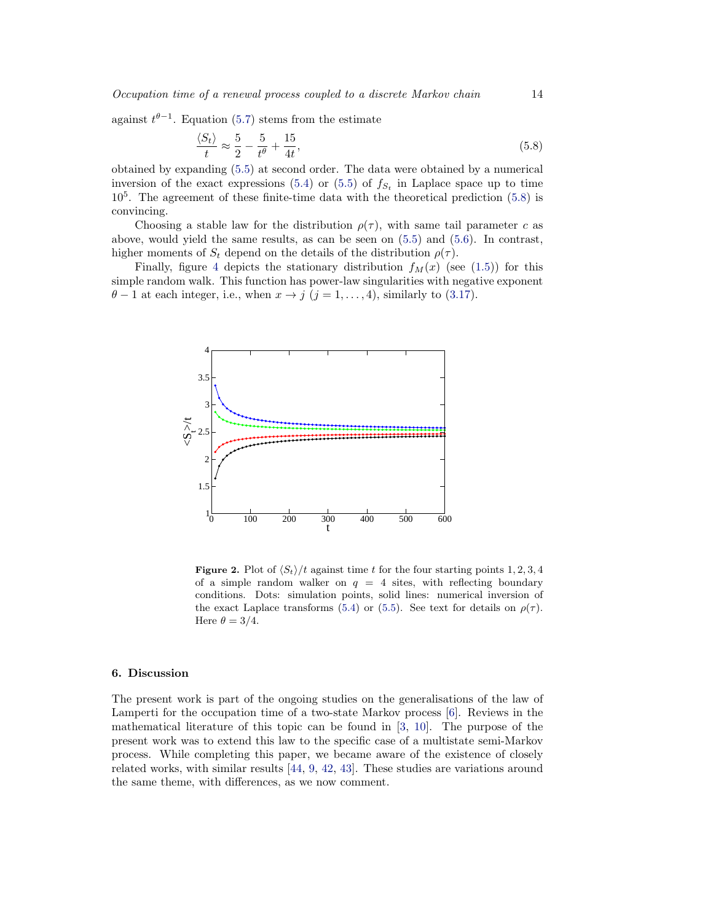against $t^{\theta-1}$. Equation (5.7) stems from the estimate

$$\frac{\langle S_t \rangle}{t} \approx \frac{5}{2} - \frac{5}{t^\theta} + \frac{15}{4t}, \tag{5.8}$$

obtained by expanding (5.5) at second order. The data were obtained by a numerical inversion of the exact expressions (5.4) or (5.5) of $f_{S_t}$ in Laplace space up to time $10^5$. The agreement of these finite-time data with the theoretical prediction (5.8) is convincing.

Choosing a stable law for the distribution $\rho(\tau)$, with same tail parameter $c$ as above, would yield the same results, as can be seen on (5.5) and (5.6). In contrast, higher moments of $S_t$ depend on the details of the distribution $\rho(\tau)$.

Finally, figure 4 depicts the stationary distribution $f_M(x)$ (see (1.5)) for this simple random walk. This function has power-law singularities with negative exponent $\theta - 1$ at each integer, i.e., when $x \to j$ ($j = 1, \ldots, 4$), similarly to (3.17).

<S_t>/t

t

4
3.5
3
2.5
2
1.5
1

0 100 200 300 400 500 600

**Figure 2.** Plot of $\langle S_t \rangle / t$ against time $t$ for the four starting points $1, 2, 3, 4$ of a simple random walker on $q = 4$ sites, with reflecting boundary conditions. Dots: simulation points, solid lines: numerical inversion of the exact Laplace transforms (5.4) or (5.5). See text for details on $\rho(\tau)$. Here $\theta = 3/4$.

## 6. Discussion

The present work is part of the ongoing studies on the generalisations of the law of Lamperti for the occupation time of a two-state Markov process [6]. Reviews in the mathematical literature of this topic can be found in [3, 10]. The purpose of the present work was to extend this law to the specific case of a multistate semi-Markov process. While completing this paper, we became aware of the existence of closely related works, with similar results [44, 9, 42, 43]. These studies are variations around the same theme, with differences, as we now comment.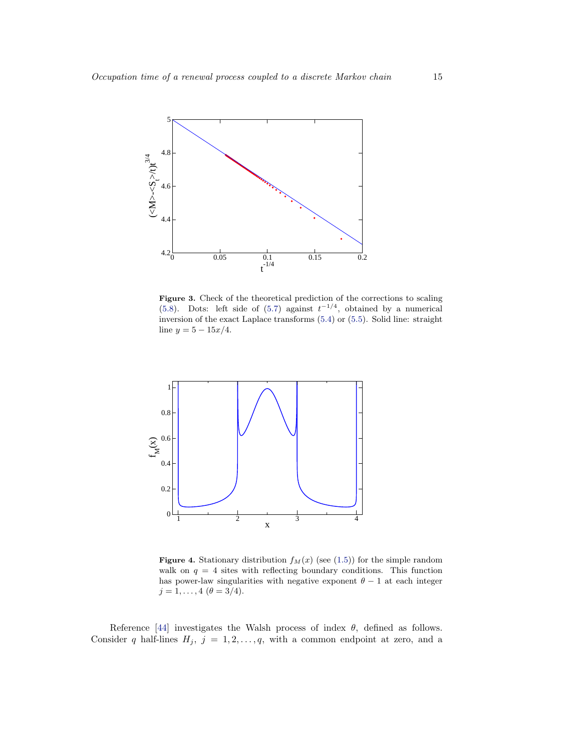5

4.8

4.6

4.4

4.2

0

0.05

0.1

0.15

0.2

$(\langle M\rangle - \langle S_t\rangle/t)t^{3/4}$

$t^{-1/4}$

**Figure 3.** Check of the theoretical prediction of the corrections to scaling (5.8). Dots: left side of (5.7) against $t^{-1/4}$, obtained by a numerical inversion of the exact Laplace transforms (5.4) or (5.5). Solid line: straight line $y = 5 - 15x/4$.

1

0.8

0.6

0.4

0.2

0

1

2

3

4

$f_M(x)$

x

**Figure 4.** Stationary distribution $f_M(x)$ (see (1.5)) for the simple random walk on $q = 4$ sites with reflecting boundary conditions. This function has power-law singularities with negative exponent $\theta - 1$ at each integer $j = 1, \ldots, 4$ ($\theta = 3/4$).

Reference [44] investigates the Walsh process of index $\theta$, defined as follows. Consider $q$ half-lines $H_j$, $j = 1, 2, \ldots, q$, with a common endpoint at zero, and a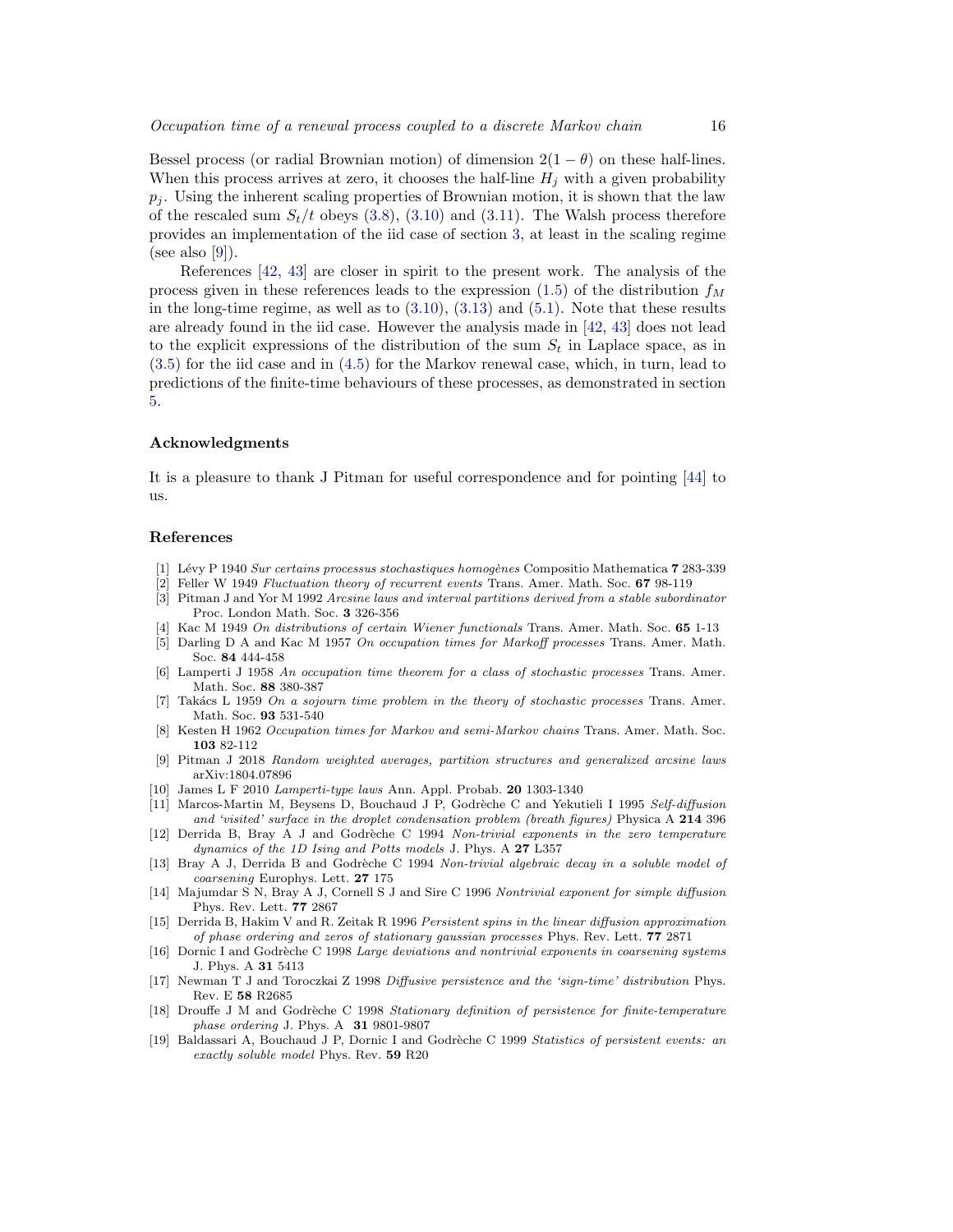Bessel process (or radial Brownian motion) of dimension $2(1-\theta)$ on these half-lines. When this process arrives at zero, it chooses the half-line $H_j$ with a given probability $p_j$. Using the inherent scaling properties of Brownian motion, it is shown that the law of the rescaled sum $S_t/t$ obeys (3.8), (3.10) and (3.11). The Walsh process therefore provides an implementation of the iid case of section 3, at least in the scaling regime (see also [9]).

References [42, 43] are closer in spirit to the present work. The analysis of the process given in these references leads to the expression (1.5) of the distribution $f_M$ in the long-time regime, as well as to (3.10), (3.13) and (5.1). Note that these results are already found in the iid case. However the analysis made in [42, 43] does not lead to the explicit expressions of the distribution of the sum $S_t$ in Laplace space, as in (3.5) for the iid case and in (4.5) for the Markov renewal case, which, in turn, lead to predictions of the finite-time behaviours of these processes, as demonstrated in section 5.

### Acknowledgments

It is a pleasure to thank J Pitman for useful correspondence and for pointing [44] to us.

### References

[1] Lévy P 1940 *Sur certains processus stochastiques homogènes* Compositio Mathematica **7** 283-339

[2] Feller W 1949 *Fluctuation theory of recurrent events* Trans. Amer. Math. Soc. **67** 98-119

[3] Pitman J and Yor M 1992 *Arcsine laws and interval partitions derived from a stable subordinator* Proc. London Math. Soc. **3** 326-356

[4] Kac M 1949 *On distributions of certain Wiener functionals* Trans. Amer. Math. Soc. **65** 1-13

[5] Darling D A and Kac M 1957 *On occupation times for Markoff processes* Trans. Amer. Math. Soc. **84** 444-458

[6] Lamperti J 1958 *An occupation time theorem for a class of stochastic processes* Trans. Amer. Math. Soc. **88** 380-387

[7] Takács L 1959 *On a sojourn time problem in the theory of stochastic processes* Trans. Amer. Math. Soc. **93** 531-540

[8] Kesten H 1962 *Occupation times for Markov and semi-Markov chains* Trans. Amer. Math. Soc. **103** 82-112

[9] Pitman J 2018 *Random weighted averages, partition structures and generalized arcsine laws* arXiv:1804.07896

[10] James L F 2010 *Lamperti-type laws* Ann. Appl. Probab. **20** 1303-1340

[11] Marcos-Martin M, Beysens D, Bouchaud J P, Godrèche C and Yekutieli I 1995 *Self-diffusion and 'visited' surface in the droplet condensation problem (breath figures)* Physica A **214** 396

[12] Derrida B, Bray A J and Godrèche C 1994 *Non-trivial exponents in the zero temperature dynamics of the 1D Ising and Potts models* J. Phys. A **27** L357

[13] Bray A J, Derrida B and Godrèche C 1994 *Non-trivial algebraic decay in a soluble model of coarsening* Europhys. Lett. **27** 175

[14] Majumdar S N, Bray A J, Cornell S J and Sire C 1996 *Nontrivial exponent for simple diffusion* Phys. Rev. Lett. **77** 2867

[15] Derrida B, Hakim V and R. Zeitak R 1996 *Persistent spins in the linear diffusion approximation of phase ordering and zeros of stationary gaussian processes* Phys. Rev. Lett. **77** 2871

[16] Dornic I and Godrèche C 1998 *Large deviations and nontrivial exponents in coarsening systems* J. Phys. A **31** 5413

[17] Newman T J and Toroczkai Z 1998 *Diffusive persistence and the 'sign-time' distribution* Phys. Rev. E **58** R2685

[18] Drouffe J M and Godrèche C 1998 *Stationary definition of persistence for finite-temperature phase ordering* J. Phys. A **31** 9801-9807

[19] Baldassari A, Bouchaud J P, Dornic I and Godrèche C 1999 *Statistics of persistent events: an exactly soluble model* Phys. Rev. **59** R20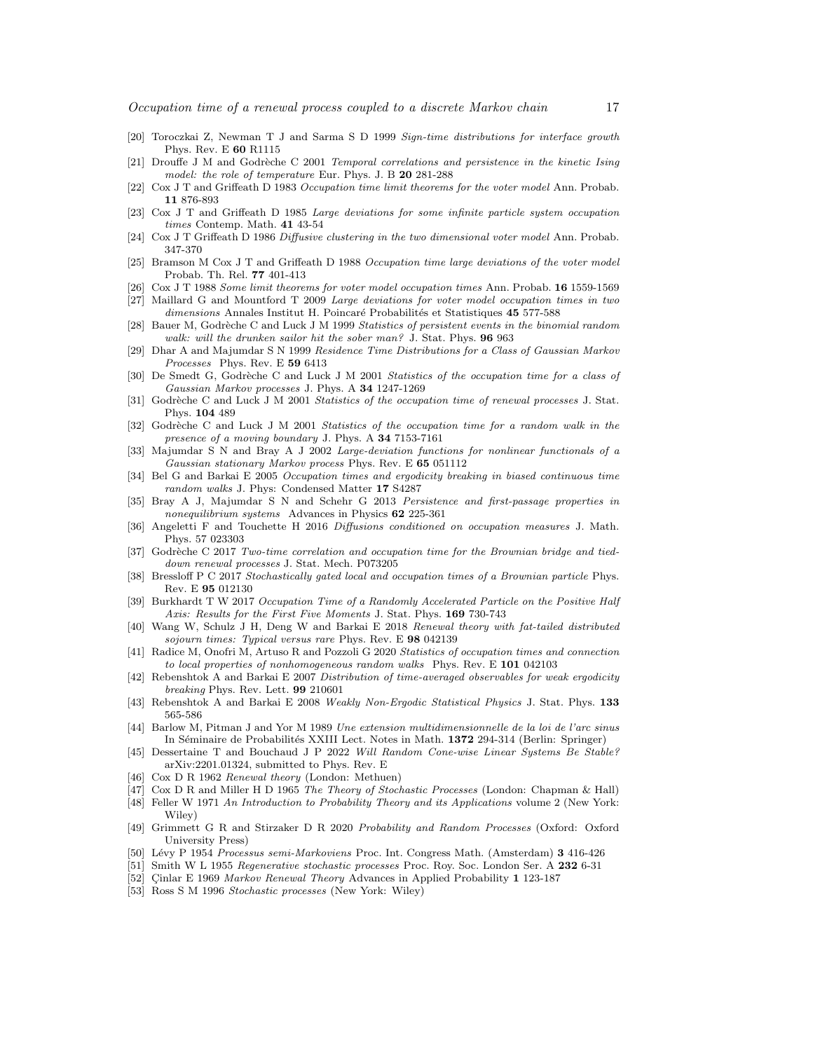[20] Toroczkai Z, Newman T J and Sarma S D 1999 *Sign-time distributions for interface growth* Phys. Rev. E **60** R1115

[21] Drouffe J M and Godrèche C 2001 *Temporal correlations and persistence in the kinetic Ising model: the role of temperature* Eur. Phys. J. B **20** 281-288

[22] Cox J T and Griffeath D 1983 *Occupation time limit theorems for the voter model* Ann. Probab. **11** 876-893

[23] Cox J T and Griffeath D 1985 *Large deviations for some infinite particle system occupation times* Contemp. Math. **41** 43-54

[24] Cox J T Griffeath D 1986 *Diffusive clustering in the two dimensional voter model* Ann. Probab. 347-370

[25] Bramson M Cox J T and Griffeath D 1988 *Occupation time large deviations of the voter model* Probab. Th. Rel. **77** 401-413

[26] Cox J T 1988 *Some limit theorems for voter model occupation times* Ann. Probab. **16** 1559-1569

[27] Maillard G and Mountford T 2009 *Large deviations for voter model occupation times in two dimensions* Annales Institut H. Poincaré Probabilités et Statistiques **45** 577-588

[28] Bauer M, Godrèche C and Luck J M 1999 *Statistics of persistent events in the binomial random walk: will the drunken sailor hit the sober man?* J. Stat. Phys. **96** 963

[29] Dhar A and Majumdar S N 1999 *Residence Time Distributions for a Class of Gaussian Markov Processes* Phys. Rev. E **59** 6413

[30] De Smedt G, Godrèche C and Luck J M 2001 *Statistics of the occupation time for a class of Gaussian Markov processes* J. Phys. A **34** 1247-1269

[31] Godrèche C and Luck J M 2001 *Statistics of the occupation time of renewal processes* J. Stat. Phys. **104** 489

[32] Godrèche C and Luck J M 2001 *Statistics of the occupation time for a random walk in the presence of a moving boundary* J. Phys. A **34** 7153-7161

[33] Majumdar S N and Bray A J 2002 *Large-deviation functions for nonlinear functionals of a Gaussian stationary Markov process* Phys. Rev. E **65** 051112

[34] Bel G and Barkai E 2005 *Occupation times and ergodicity breaking in biased continuous time random walks* J. Phys: Condensed Matter **17** S4287

[35] Bray A J, Majumdar S N and Schehr G 2013 *Persistence and first-passage properties in nonequilibrium systems* Advances in Physics **62** 225-361

[36] Angeletti F and Touchette H 2016 *Diffusions conditioned on occupation measures* J. Math. Phys. 57 023303

[37] Godrèche C 2017 *Two-time correlation and occupation time for the Brownian bridge and tied-down renewal processes* J. Stat. Mech. P073205

[38] Bressloff P C 2017 *Stochastically gated local and occupation times of a Brownian particle* Phys. Rev. E **95** 012130

[39] Burkhardt T W 2017 *Occupation Time of a Randomly Accelerated Particle on the Positive Half Axis: Results for the First Five Moments* J. Stat. Phys. **169** 730-743

[40] Wang W, Schulz J H, Deng W and Barkai E 2018 *Renewal theory with fat-tailed distributed sojourn times: Typical versus rare* Phys. Rev. E **98** 042139

[41] Radice M, Onofri M, Artuso R and Pozzoli G 2020 *Statistics of occupation times and connection to local properties of nonhomogeneous random walks* Phys. Rev. E **101** 042103

[42] Rebenshtok A and Barkai E 2007 *Distribution of time-averaged observables for weak ergodicity breaking* Phys. Rev. Lett. **99** 210601

[43] Rebenshtok A and Barkai E 2008 *Weakly Non-Ergodic Statistical Physics* J. Stat. Phys. **133** 565-586

[44] Barlow M, Pitman J and Yor M 1989 *Une extension multidimensionnelle de la loi de l'arc sinus* In Séminaire de Probabilités XXIII Lect. Notes in Math. **1372** 294-314 (Berlin: Springer)

[45] Dessertaine T and Bouchaud J P 2022 *Will Random Cone-wise Linear Systems Be Stable?* arXiv:2201.01324, submitted to Phys. Rev. E

[46] Cox D R 1962 *Renewal theory* (London: Methuen)

[47] Cox D R and Miller H D 1965 *The Theory of Stochastic Processes* (London: Chapman & Hall)

[48] Feller W 1971 *An Introduction to Probability Theory and its Applications* volume 2 (New York: Wiley)

[49] Grimmett G R and Stirzaker D R 2020 *Probability and Random Processes* (Oxford: Oxford University Press)

[50] Lévy P 1954 *Processus semi-Markoviens* Proc. Int. Congress Math. (Amsterdam) **3** 416-426

[51] Smith W L 1955 *Regenerative stochastic processes* Proc. Roy. Soc. London Ser. A **232** 6-31

[52] Çinlar E 1969 *Markov Renewal Theory* Advances in Applied Probability **1** 123-187

[53] Ross S M 1996 *Stochastic processes* (New York: Wiley)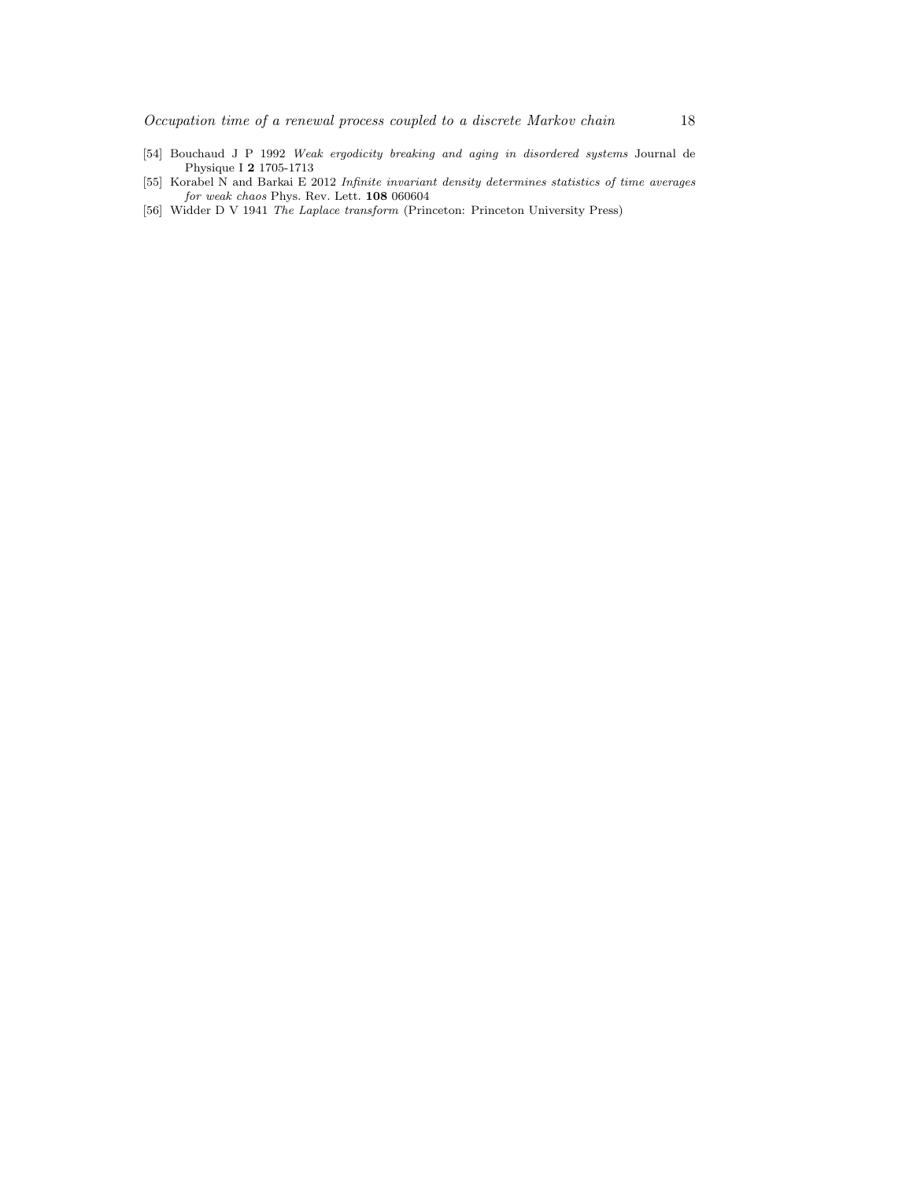[54] Bouchaud J P 1992 *Weak ergodicity breaking and aging in disordered systems* Journal de Physique I **2** 1705-1713

[55] Korabel N and Barkai E 2012 *Infinite invariant density determines statistics of time averages for weak chaos* Phys. Rev. Lett. **108** 060604

[56] Widder D V 1941 *The Laplace transform* (Princeton: Princeton University Press)